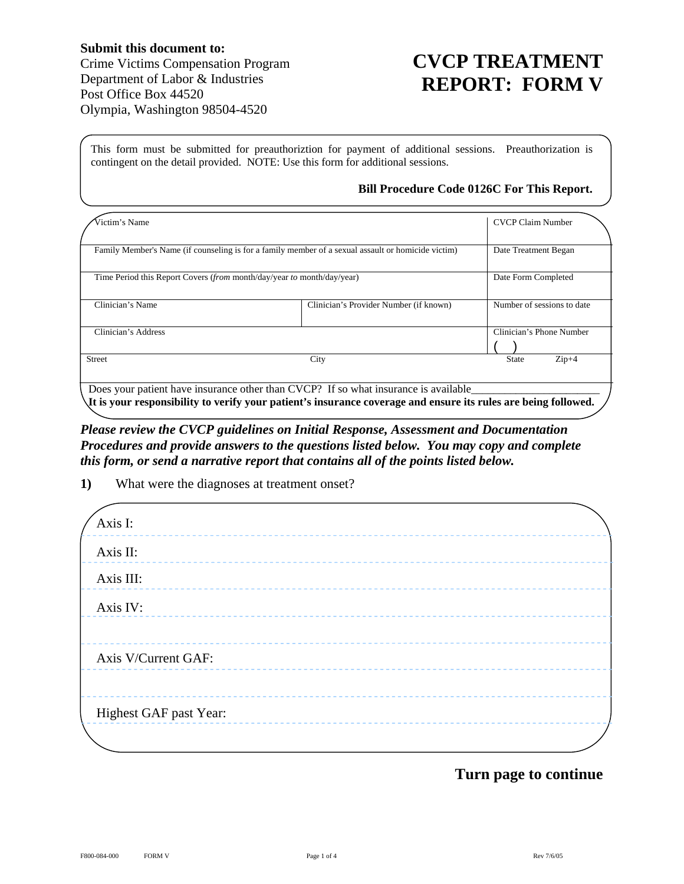**Submit this document to:**
Crime Victims Compensation Program
Department of Labor & Industries
Post Office Box 44520
Olympia, Washington 98504-4520

# CVCP TREATMENT REPORT: FORM V

This form must be submitted for preauthoriztion for payment of additional sessions. Preauthorization is contingent on the detail provided. NOTE: Use this form for additional sessions.

**Bill Procedure Code 0126C For This Report.**

| Victim's Name | | CVCP Claim Number |
|---|---|---|
| Family Member's Name (if counseling is for a family member of a sexual assault or homicide victim) | | Date Treatment Began |
| Time Period this Report Covers (*from* month/day/year *to* month/day/year) | | Date Form Completed |
| Clinician's Name | Clinician's Provider Number (if known) | Number of sessions to date |
| Clinician's Address | | Clinician's Phone Number ( ) |
| Street | City | State Zip+4 |

Does your patient have insurance other than CVCP? If so what insurance is available______________________

**It is your responsibility to verify your patient's insurance coverage and ensure its rules are being followed.**

***Please review the CVCP guidelines on Initial Response, Assessment and Documentation Procedures and provide answers to the questions listed below. You may copy and complete this form, or send a narrative report that contains all of the points listed below.***

**1)** What were the diagnoses at treatment onset?

Axis I:

Axis II:

Axis III:

Axis IV:

Axis V/Current GAF:

Highest GAF past Year:

**Turn page to continue**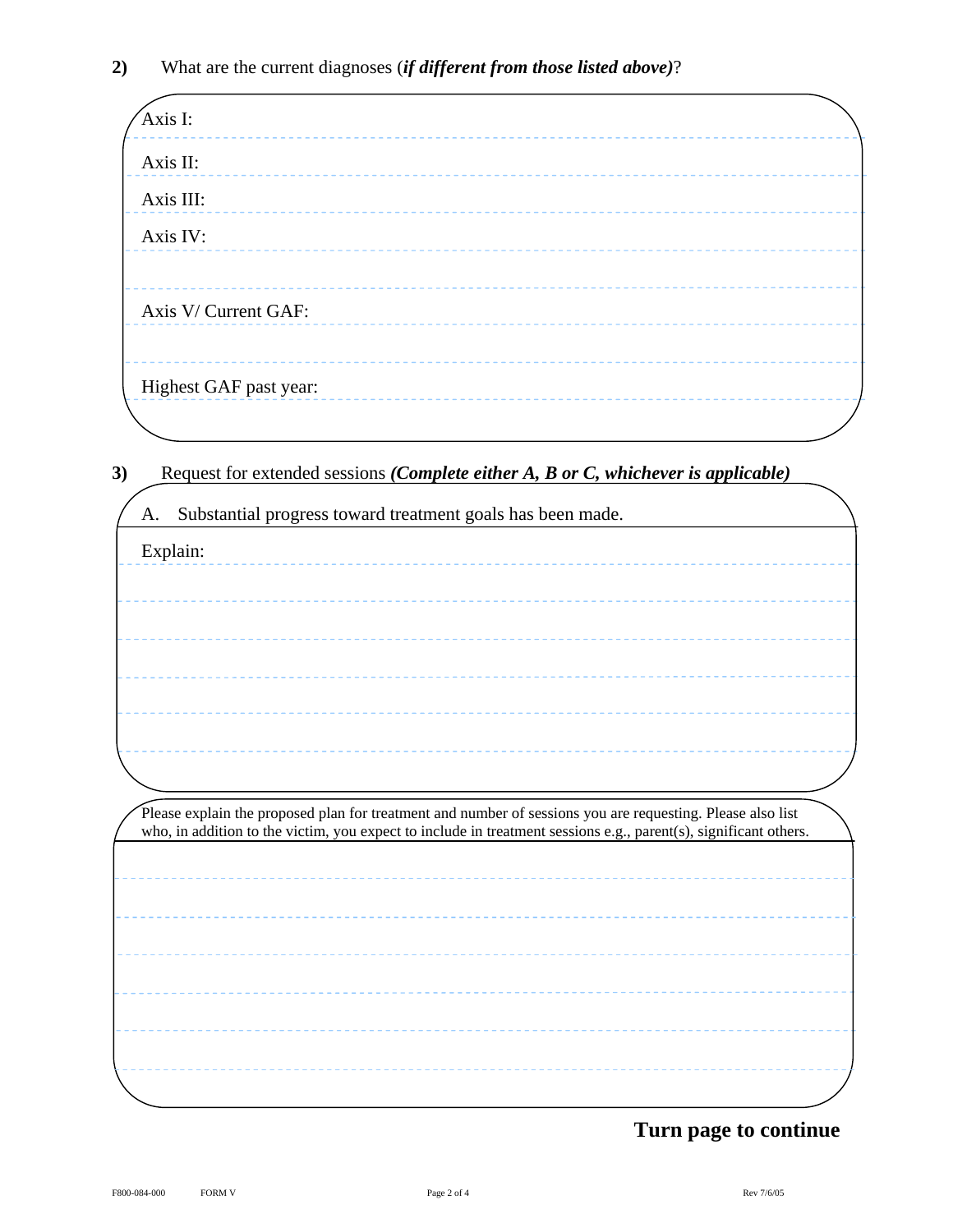**2)** What are the current diagnoses (***if different from those listed above)***?

Axis I:

Axis II:

Axis III:

Axis IV:

Axis V/ Current GAF:

Highest GAF past year:

**3)** Request for extended sessions ***(Complete either A, B or C, whichever is applicable)***

A. Substantial progress toward treatment goals has been made.

Explain:

Please explain the proposed plan for treatment and number of sessions you are requesting. Please also list who, in addition to the victim, you expect to include in treatment sessions e.g., parent(s), significant others.

**Turn page to continue**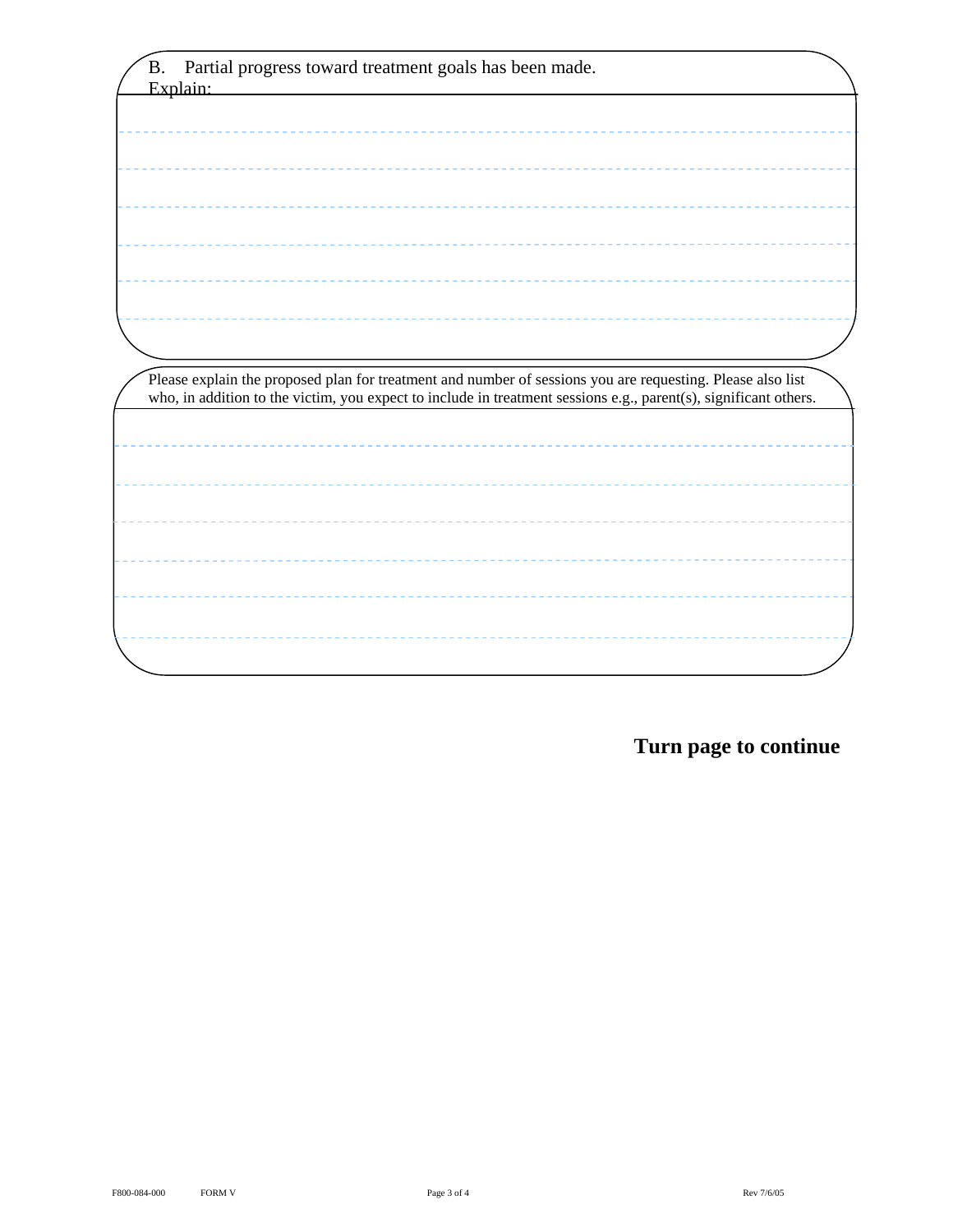B. Partial progress toward treatment goals has been made.
Explain:

Please explain the proposed plan for treatment and number of sessions you are requesting. Please also list who, in addition to the victim, you expect to include in treatment sessions e.g., parent(s), significant others.

**Turn page to continue**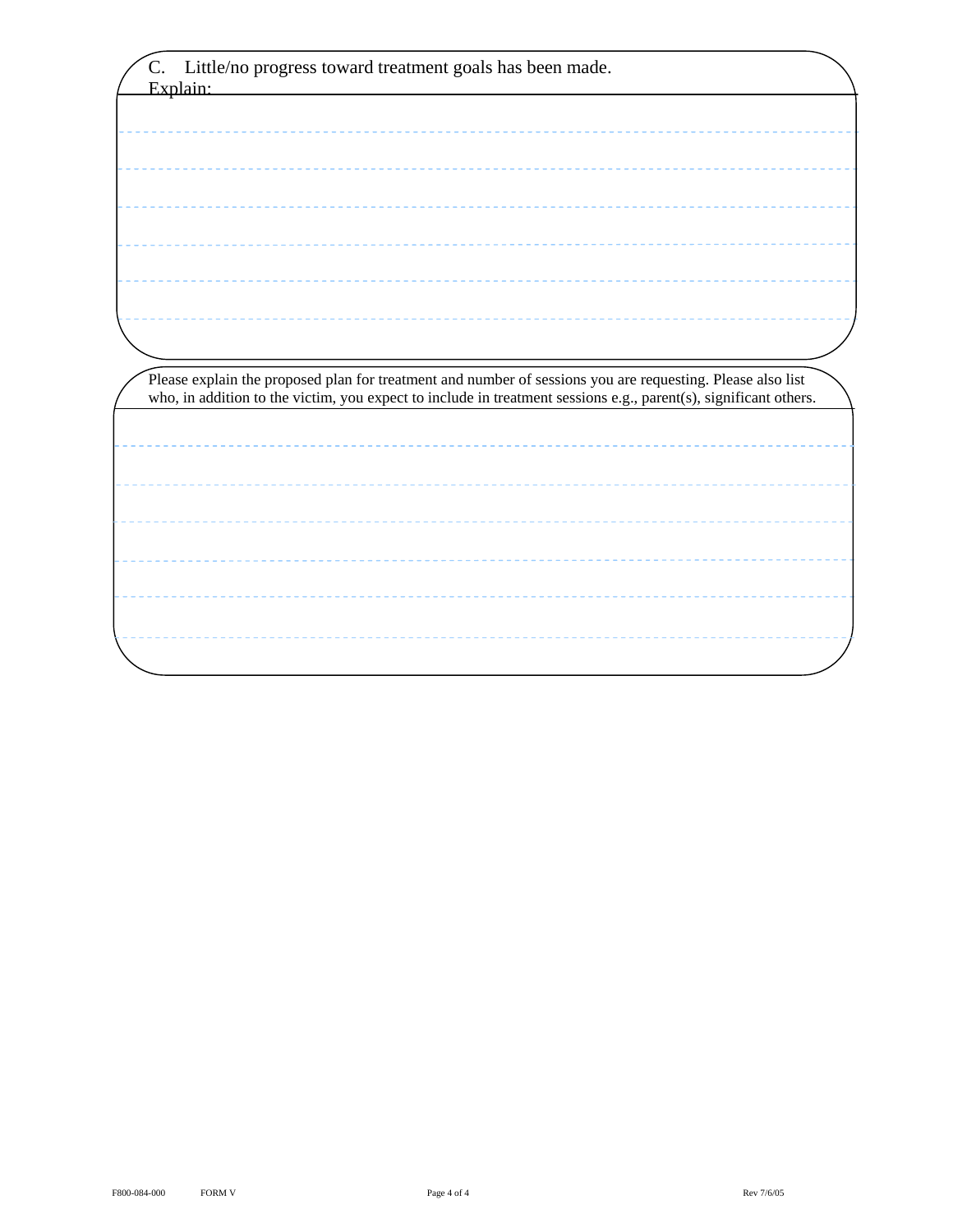C. Little/no progress toward treatment goals has been made.
Explain:

Please explain the proposed plan for treatment and number of sessions you are requesting. Please also list who, in addition to the victim, you expect to include in treatment sessions e.g., parent(s), significant others.